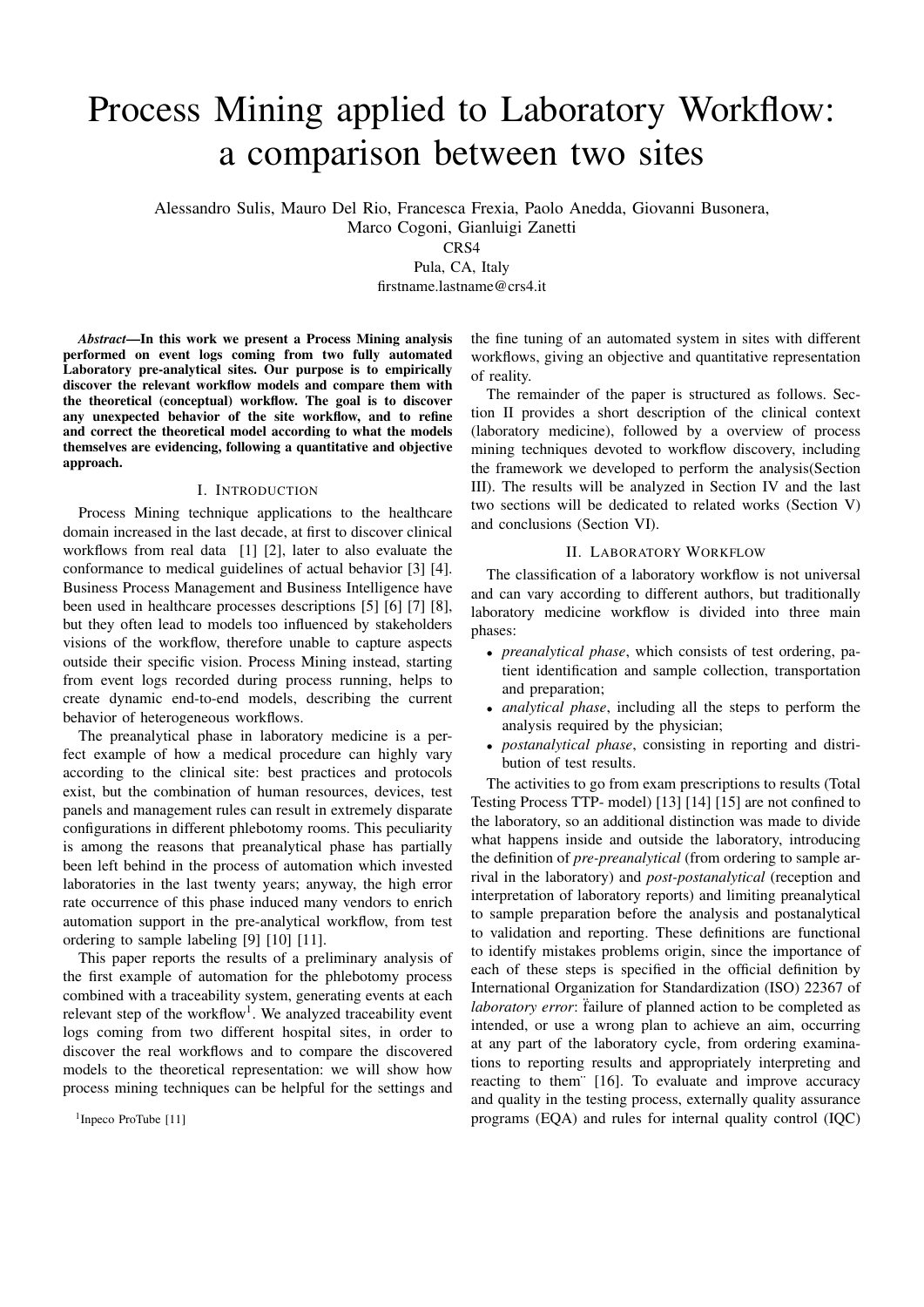# Process Mining applied to Laboratory Workflow: a comparison between two sites

Alessandro Sulis, Mauro Del Rio, Francesca Frexia, Paolo Anedda, Giovanni Busonera, Marco Cogoni, Gianluigi Zanetti

CRS4

Pula, CA, Italy

firstname.lastname@crs4.it

***Abstract*—In this work we present a Process Mining analysis performed on event logs coming from two fully automated Laboratory pre-analytical sites. Our purpose is to empirically discover the relevant workflow models and compare them with the theoretical (conceptual) workflow. The goal is to discover any unexpected behavior of the site workflow, and to refine and correct the theoretical model according to what the models themselves are evidencing, following a quantitative and objective approach.**

## I. Introduction

Process Mining technique applications to the healthcare domain increased in the last decade, at first to discover clinical workflows from real data [1] [2], later to also evaluate the conformance to medical guidelines of actual behavior [3] [4]. Business Process Management and Business Intelligence have been used in healthcare processes descriptions [5] [6] [7] [8], but they often lead to models too influenced by stakeholders visions of the workflow, therefore unable to capture aspects outside their specific vision. Process Mining instead, starting from event logs recorded during process running, helps to create dynamic end-to-end models, describing the current behavior of heterogeneous workflows.

The preanalytical phase in laboratory medicine is a perfect example of how a medical procedure can highly vary according to the clinical site: best practices and protocols exist, but the combination of human resources, devices, test panels and management rules can result in extremely disparate configurations in different phlebotomy rooms. This peculiarity is among the reasons that preanalytical phase has partially been left behind in the process of automation which invested laboratories in the last twenty years; anyway, the high error rate occurrence of this phase induced many vendors to enrich automation support in the pre-analytical workflow, from test ordering to sample labeling [9] [10] [11].

This paper reports the results of a preliminary analysis of the first example of automation for the phlebotomy process combined with a traceability system, generating events at each relevant step of the workflow[1]. We analyzed traceability event logs coming from two different hospital sites, in order to discover the real workflows and to compare the discovered models to the theoretical representation: we will show how process mining techniques can be helpful for the settings and the fine tuning of an automated system in sites with different workflows, giving an objective and quantitative representation of reality.

[1]Inpeco ProTube [11]

The remainder of the paper is structured as follows. Section II provides a short description of the clinical context (laboratory medicine), followed by a overview of process mining techniques devoted to workflow discovery, including the framework we developed to perform the analysis(Section III). The results will be analyzed in Section IV and the last two sections will be dedicated to related works (Section V) and conclusions (Section VI).

## II. Laboratory Workflow

The classification of a laboratory workflow is not universal and can vary according to different authors, but traditionally laboratory medicine workflow is divided into three main phases:

- *preanalytical phase*, which consists of test ordering, patient identification and sample collection, transportation and preparation;
- *analytical phase*, including all the steps to perform the analysis required by the physician;
- *postanalytical phase*, consisting in reporting and distribution of test results.

The activities to go from exam prescriptions to results (Total Testing Process TTP- model) [13] [14] [15] are not confined to the laboratory, so an additional distinction was made to divide what happens inside and outside the laboratory, introducing the definition of *pre-preanalytical* (from ordering to sample arrival in the laboratory) and *post-postanalytical* (reception and interpretation of laboratory reports) and limiting preanalytical to sample preparation before the analysis and postanalytical to validation and reporting. These definitions are functional to identify mistakes problems origin, since the importance of each of these steps is specified in the official definition by International Organization for Standardization (ISO) 22367 of *laboratory error*: ̈failure of planned action to be completed as intended, or use a wrong plan to achieve an aim, occurring at any part of the laboratory cycle, from ordering examinations to reporting results and appropriately interpreting and reacting to them ̈ [16]. To evaluate and improve accuracy and quality in the testing process, externally quality assurance programs (EQA) and rules for internal quality control (IQC)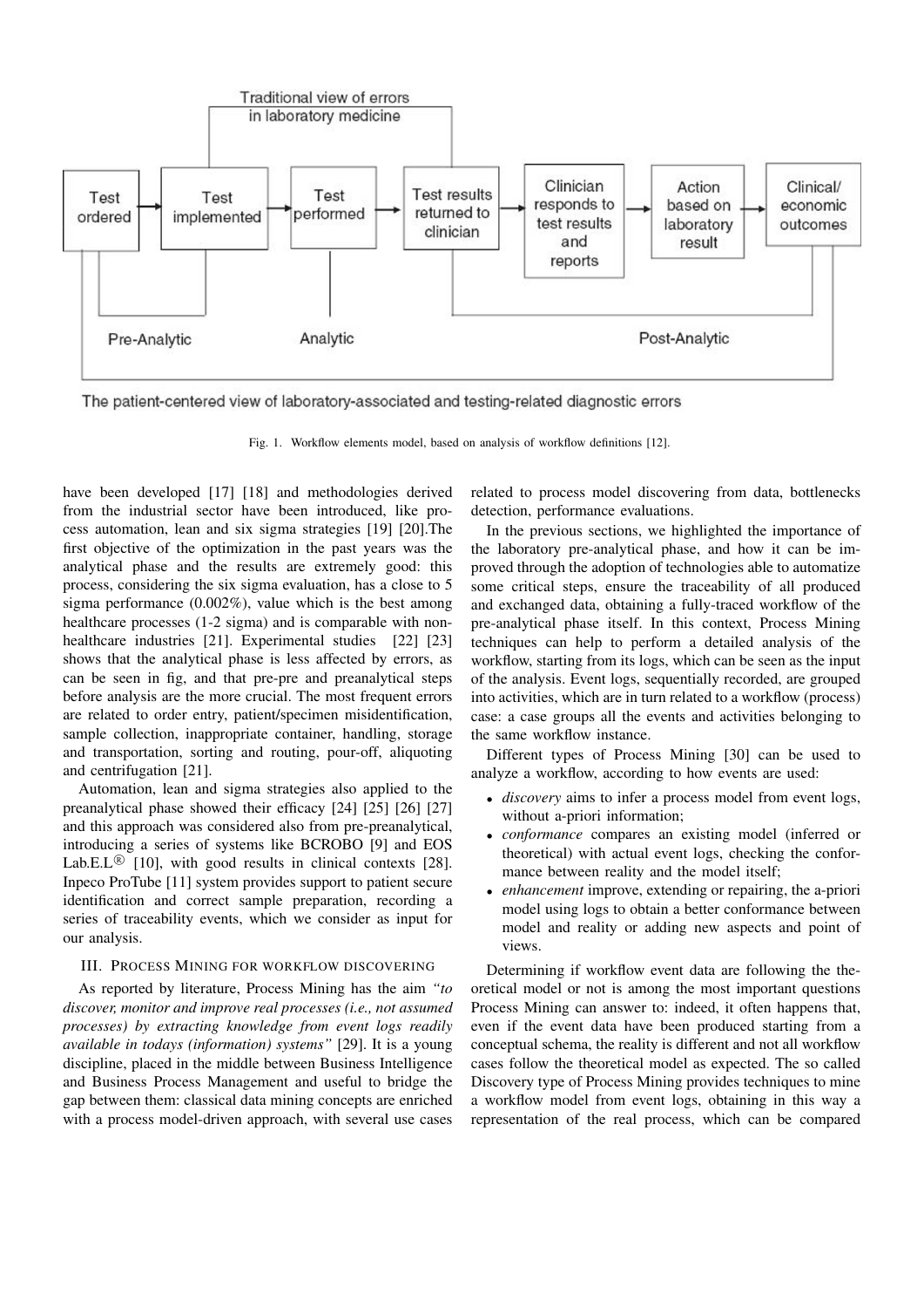Fig. 1. Workflow elements model, based on analysis of workflow definitions [12].

have been developed [17] [18] and methodologies derived from the industrial sector have been introduced, like process automation, lean and six sigma strategies [19] [20].The first objective of the optimization in the past years was the analytical phase and the results are extremely good: this process, considering the six sigma evaluation, has a close to 5 sigma performance (0.002%), value which is the best among healthcare processes (1-2 sigma) and is comparable with non-healthcare industries [21]. Experimental studies [22] [23] shows that the analytical phase is less affected by errors, as can be seen in fig, and that pre-pre and preanalytical steps before analysis are the more crucial. The most frequent errors are related to order entry, patient/specimen misidentification, sample collection, inappropriate container, handling, storage and transportation, sorting and routing, pour-off, aliquoting and centrifugation [21].

Automation, lean and sigma strategies also applied to the preanalytical phase showed their efficacy [24] [25] [26] [27] and this approach was considered also from pre-preanalytical, introducing a series of systems like BCROBO [9] and EOS Lab.E.L® [10], with good results in clinical contexts [28]. Inpeco ProTube [11] system provides support to patient secure identification and correct sample preparation, recording a series of traceability events, which we consider as input for our analysis.

## III. Process Mining for workflow discovering

As reported by literature, Process Mining has the aim *"to discover, monitor and improve real processes (i.e., not assumed processes) by extracting knowledge from event logs readily available in todays (information) systems"* [29]. It is a young discipline, placed in the middle between Business Intelligence and Business Process Management and useful to bridge the gap between them: classical data mining concepts are enriched with a process model-driven approach, with several use cases related to process model discovering from data, bottlenecks detection, performance evaluations.

In the previous sections, we highlighted the importance of the laboratory pre-analytical phase, and how it can be improved through the adoption of technologies able to automatize some critical steps, ensure the traceability of all produced and exchanged data, obtaining a fully-traced workflow of the pre-analytical phase itself. In this context, Process Mining techniques can help to perform a detailed analysis of the workflow, starting from its logs, which can be seen as the input of the analysis. Event logs, sequentially recorded, are grouped into activities, which are in turn related to a workflow (process) case: a case groups all the events and activities belonging to the same workflow instance.

Different types of Process Mining [30] can be used to analyze a workflow, according to how events are used:

- *discovery* aims to infer a process model from event logs, without a-priori information;
- *conformance* compares an existing model (inferred or theoretical) with actual event logs, checking the conformance between reality and the model itself;
- *enhancement* improve, extending or repairing, the a-priori model using logs to obtain a better conformance between model and reality or adding new aspects and point of views.

Determining if workflow event data are following the theoretical model or not is among the most important questions Process Mining can answer to: indeed, it often happens that, even if the event data have been produced starting from a conceptual schema, the reality is different and not all workflow cases follow the theoretical model as expected. The so called Discovery type of Process Mining provides techniques to mine a workflow model from event logs, obtaining in this way a representation of the real process, which can be compared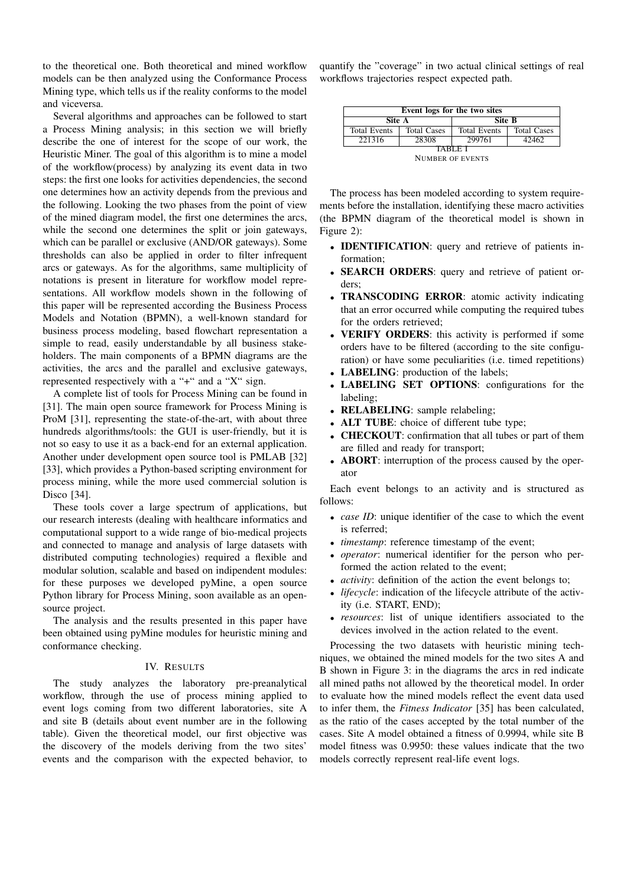to the theoretical one. Both theoretical and mined workflow models can be then analyzed using the Conformance Process Mining type, which tells us if the reality conforms to the model and viceversa.

Several algorithms and approaches can be followed to start a Process Mining analysis; in this section we will briefly describe the one of interest for the scope of our work, the Heuristic Miner. The goal of this algorithm is to mine a model of the workflow(process) by analyzing its event data in two steps: the first one looks for activities dependencies, the second one determines how an activity depends from the previous and the following. Looking the two phases from the point of view of the mined diagram model, the first one determines the arcs, while the second one determines the split or join gateways, which can be parallel or exclusive (AND/OR gateways). Some thresholds can also be applied in order to filter infrequent arcs or gateways. As for the algorithms, same multiplicity of notations is present in literature for workflow model representations. All workflow models shown in the following of this paper will be represented according the Business Process Models and Notation (BPMN), a well-known standard for business process modeling, based flowchart representation a simple to read, easily understandable by all business stakeholders. The main components of a BPMN diagrams are the activities, the arcs and the parallel and exclusive gateways, represented respectively with a "+" and a "X" sign.

A complete list of tools for Process Mining can be found in [31]. The main open source framework for Process Mining is ProM [31], representing the state-of-the-art, with about three hundreds algorithms/tools: the GUI is user-friendly, but it is not so easy to use it as a back-end for an external application. Another under development open source tool is PMLAB [32] [33], which provides a Python-based scripting environment for process mining, while the more used commercial solution is Disco [34].

These tools cover a large spectrum of applications, but our research interests (dealing with healthcare informatics and computational support to a wide range of bio-medical projects and connected to manage and analysis of large datasets with distributed computing technologies) required a flexible and modular solution, scalable and based on indipendent modules: for these purposes we developed pyMine, a open source Python library for Process Mining, soon available as an open-source project.

The analysis and the results presented in this paper have been obtained using pyMine modules for heuristic mining and conformance checking.

## IV. Results

The study analyzes the laboratory pre-preanalytical workflow, through the use of process mining applied to event logs coming from two different laboratories, site A and site B (details about event number are in the following table). Given the theoretical model, our first objective was the discovery of the models deriving from the two sites' events and the comparison with the expected behavior, to quantify the "coverage" in two actual clinical settings of real workflows trajectories respect expected path.

| Event logs for the two sites | | | |
|---|---|---|---|
| Site A | | Site B | |
| Total Events | Total Cases | Total Events | Total Cases |
| 221316 | 28308 | 299761 | 42462 |

TABLE I
Number of events

The process has been modeled according to system requirements before the installation, identifying these macro activities (the BPMN diagram of the theoretical model is shown in Figure 2):

- **IDENTIFICATION**: query and retrieve of patients information;
- **SEARCH ORDERS**: query and retrieve of patient orders;
- **TRANSCODING ERROR**: atomic activity indicating that an error occurred while computing the required tubes for the orders retrieved;
- **VERIFY ORDERS**: this activity is performed if some orders have to be filtered (according to the site configuration) or have some peculiarities (i.e. timed repetitions)
- **LABELING**: production of the labels;
- **LABELING SET OPTIONS**: configurations for the labeling;
- **RELABELING**: sample relabeling;
- **ALT TUBE**: choice of different tube type;
- **CHECKOUT**: confirmation that all tubes or part of them are filled and ready for transport;
- **ABORT**: interruption of the process caused by the operator

Each event belongs to an activity and is structured as follows:

- *case ID*: unique identifier of the case to which the event is referred;
- *timestamp*: reference timestamp of the event;
- *operator*: numerical identifier for the person who performed the action related to the event;
- *activity*: definition of the action the event belongs to;
- *lifecycle*: indication of the lifecycle attribute of the activity (i.e. START, END);
- *resources*: list of unique identifiers associated to the devices involved in the action related to the event.

Processing the two datasets with heuristic mining techniques, we obtained the mined models for the two sites A and B shown in Figure 3: in the diagrams the arcs in red indicate all mined paths not allowed by the theoretical model. In order to evaluate how the mined models reflect the event data used to infer them, the *Fitness Indicator* [35] has been calculated, as the ratio of the cases accepted by the total number of the cases. Site A model obtained a fitness of 0.9994, while site B model fitness was 0.9950: these values indicate that the two models correctly represent real-life event logs.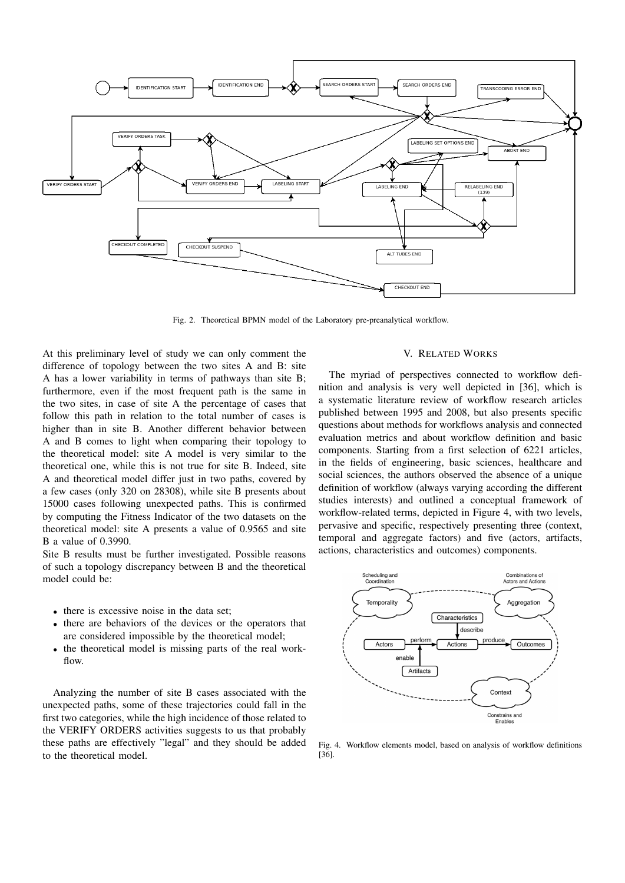Fig. 2. Theoretical BPMN model of the Laboratory pre-preanalytical workflow.

At this preliminary level of study we can only comment the difference of topology between the two sites A and B: site A has a lower variability in terms of pathways than site B; furthermore, even if the most frequent path is the same in the two sites, in case of site A the percentage of cases that follow this path in relation to the total number of cases is higher than in site B. Another different behavior between A and B comes to light when comparing their topology to the theoretical model: site A model is very similar to the theoretical one, while this is not true for site B. Indeed, site A and theoretical model differ just in two paths, covered by a few cases (only 320 on 28308), while site B presents about 15000 cases following unexpected paths. This is confirmed by computing the Fitness Indicator of the two datasets on the theoretical model: site A presents a value of 0.9565 and site B a value of 0.3990.

Site B results must be further investigated. Possible reasons of such a topology discrepancy between B and the theoretical model could be:

- there is excessive noise in the data set;
- there are behaviors of the devices or the operators that are considered impossible by the theoretical model;
- the theoretical model is missing parts of the real workflow.

Analyzing the number of site B cases associated with the unexpected paths, some of these trajectories could fall in the first two categories, while the high incidence of those related to the VERIFY ORDERS activities suggests to us that probably these paths are effectively "legal" and they should be added to the theoretical model.

## V. Related Works

The myriad of perspectives connected to workflow definition and analysis is very well depicted in [36], which is a systematic literature review of workflow research articles published between 1995 and 2008, but also presents specific questions about methods for workflows analysis and connected evaluation metrics and about workflow definition and basic components. Starting from a first selection of 6221 articles, in the fields of engineering, basic sciences, healthcare and social sciences, the authors observed the absence of a unique definition of workflow (always varying according the different studies interests) and outlined a conceptual framework of workflow-related terms, depicted in Figure 4, with two levels, pervasive and specific, respectively presenting three (context, temporal and aggregate factors) and five (actors, artifacts, actions, characteristics and outcomes) components.

Fig. 4. Workflow elements model, based on analysis of workflow definitions [36].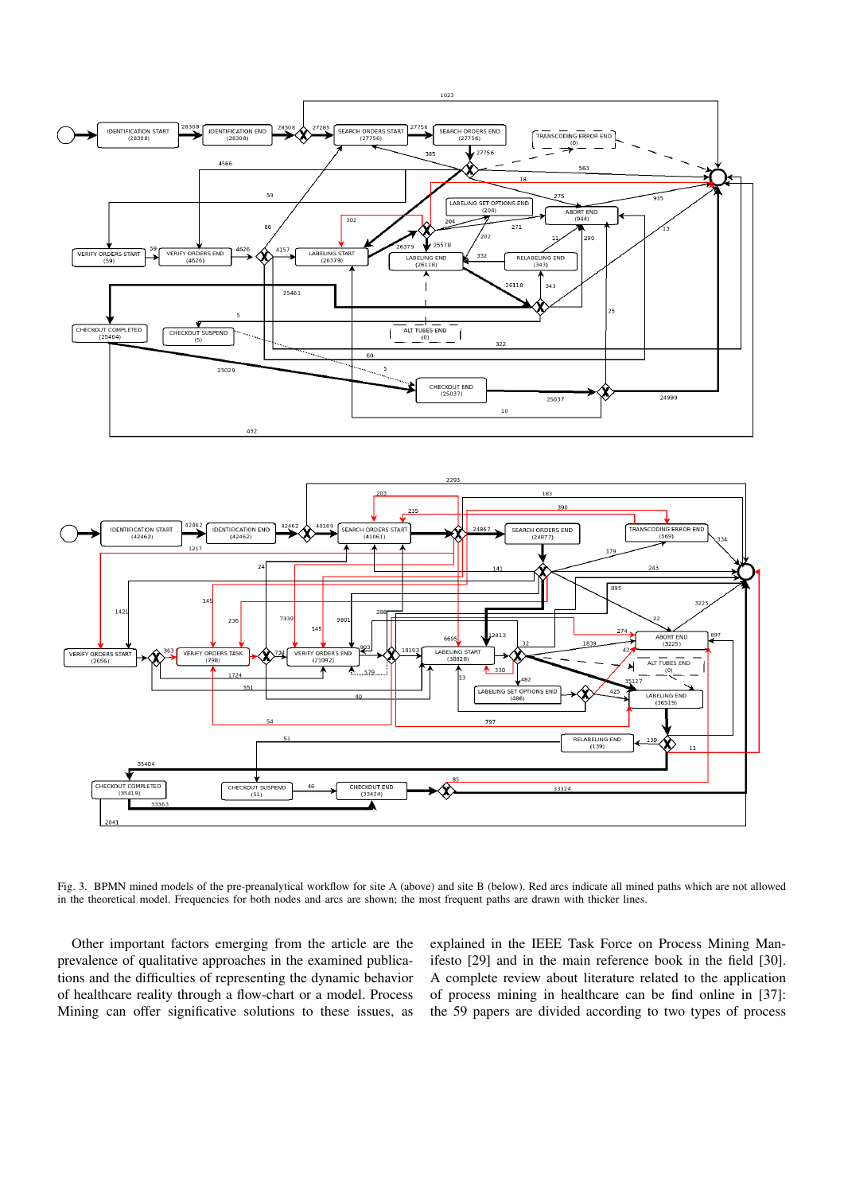Fig. 3. BPMN mined models of the pre-preanalytical workflow for site A (above) and site B (below). Red arcs indicate all mined paths which are not allowed in the theoretical model. Frequencies for both nodes and arcs are shown; the most frequent paths are drawn with thicker lines.

Other important factors emerging from the article are the prevalence of qualitative approaches in the examined publications and the difficulties of representing the dynamic behavior of healthcare reality through a flow-chart or a model. Process Mining can offer significative solutions to these issues, as explained in the IEEE Task Force on Process Mining Manifesto [29] and in the main reference book in the field [30]. A complete review about literature related to the application of process mining in healthcare can be find online in [37]: the 59 papers are divided according to two types of process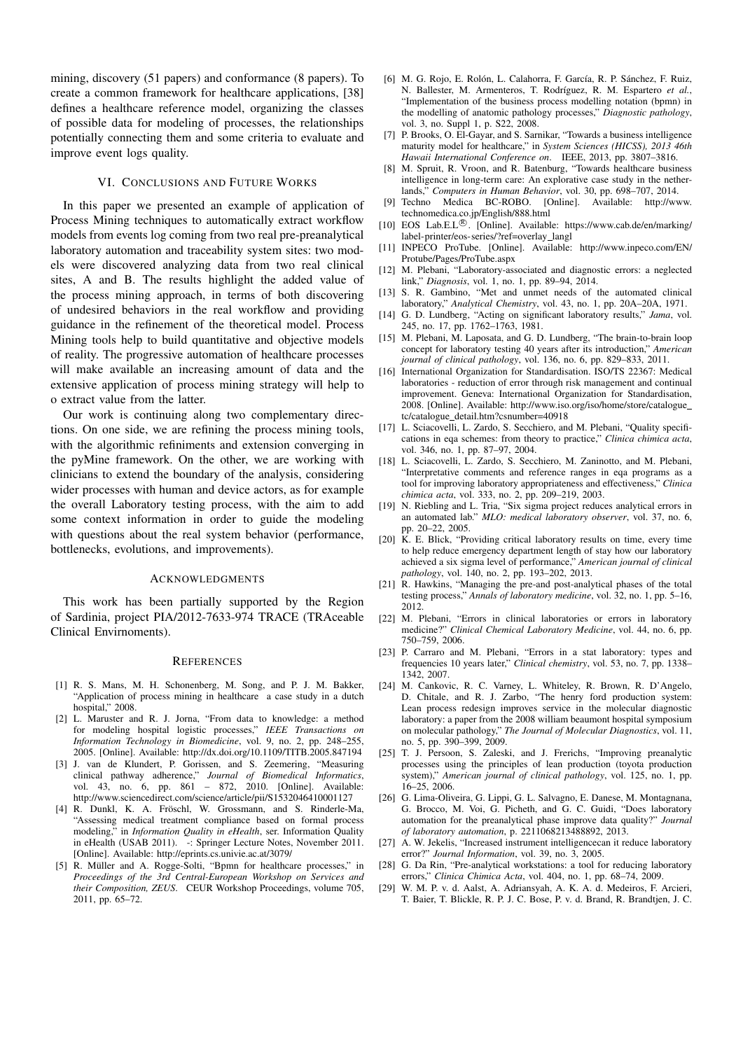mining, discovery (51 papers) and conformance (8 papers). To create a common framework for healthcare applications, [38] defines a healthcare reference model, organizing the classes of possible data for modeling of processes, the relationships potentially connecting them and some criteria to evaluate and improve event logs quality.

## VI. Conclusions and Future Works

In this paper we presented an example of application of Process Mining techniques to automatically extract workflow models from events log coming from two real pre-preanalytical laboratory automation and traceability system sites: two models were discovered analyzing data from two real clinical sites, A and B. The results highlight the added value of the process mining approach, in terms of both discovering of undesired behaviors in the real workflow and providing guidance in the refinement of the theoretical model. Process Mining tools help to build quantitative and objective models of reality. The progressive automation of healthcare processes will make available an increasing amount of data and the extensive application of process mining strategy will help to o extract value from the latter.

Our work is continuing along two complementary directions. On one side, we are refining the process mining tools, with the algorithmic refiniments and extension converging in the pyMine framework. On the other, we are working with clinicians to extend the boundary of the analysis, considering wider processes with human and device actors, as for example the overall Laboratory testing process, with the aim to add some context information in order to guide the modeling with questions about the real system behavior (performance, bottlenecks, evolutions, and improvements).

## Acknowledgments

This work has been partially supported by the Region of Sardinia, project PIA/2012-7633-974 TRACE (TRAceable Clinical Envirnoments).

## References

[1] R. S. Mans, M. H. Schonenberg, M. Song, and P. J. M. Bakker, "Application of process mining in healthcare a case study in a dutch hospital," 2008.

[2] L. Maruster and R. J. Jorna, "From data to knowledge: a method for modeling hospital logistic processes," *IEEE Transactions on Information Technology in Biomedicine*, vol. 9, no. 2, pp. 248–255, 2005. [Online]. Available: http://dx.doi.org/10.1109/TITB.2005.847194

[3] J. van de Klundert, P. Gorissen, and S. Zeemering, "Measuring clinical pathway adherence," *Journal of Biomedical Informatics*, vol. 43, no. 6, pp. 861 – 872, 2010. [Online]. Available: http://www.sciencedirect.com/science/article/pii/S1532046410001127

[4] R. Dunkl, K. A. Fröschl, W. Grossmann, and S. Rinderle-Ma, "Assessing medical treatment compliance based on formal process modeling," in *Information Quality in eHealth*, ser. Information Quality in eHealth (USAB 2011). -: Springer Lecture Notes, November 2011. [Online]. Available: http://eprints.cs.univie.ac.at/3079/

[5] R. Müller and A. Rogge-Solti, "Bpmn for healthcare processes," in *Proceedings of the 3rd Central-European Workshop on Services and their Composition, ZEUS*. CEUR Workshop Proceedings, volume 705, 2011, pp. 65–72.

[6] M. G. Rojo, E. Rolón, L. Calahorra, F. García, R. P. Sánchez, F. Ruiz, N. Ballester, M. Armenteros, T. Rodríguez, R. M. Espartero *et al.*, "Implementation of the business process modelling notation (bpmn) in the modelling of anatomic pathology processes," *Diagnostic pathology*, vol. 3, no. Suppl 1, p. S22, 2008.

[7] P. Brooks, O. El-Gayar, and S. Sarnikar, "Towards a business intelligence maturity model for healthcare," in *System Sciences (HICSS), 2013 46th Hawaii International Conference on*. IEEE, 2013, pp. 3807–3816.

[8] M. Spruit, R. Vroon, and R. Batenburg, "Towards healthcare business intelligence in long-term care: An explorative case study in the netherlands," *Computers in Human Behavior*, vol. 30, pp. 698–707, 2014.

[9] Techno Medica BC-ROBO. [Online]. Available: http://www.technomedica.co.jp/English/888.html

[10] EOS Lab.E.L®. [Online]. Available: https://www.cab.de/en/marking/label-printer/eos-series/?ref=overlay_langl

[11] INPECO ProTube. [Online]. Available: http://www.inpeco.com/EN/Protube/Pages/ProTube.aspx

[12] M. Plebani, "Laboratory-associated and diagnostic errors: a neglected link," *Diagnosis*, vol. 1, no. 1, pp. 89–94, 2014.

[13] S. R. Gambino, "Met and unmet needs of the automated clinical laboratory," *Analytical Chemistry*, vol. 43, no. 1, pp. 20A–20A, 1971.

[14] G. D. Lundberg, "Acting on significant laboratory results," *Jama*, vol. 245, no. 17, pp. 1762–1763, 1981.

[15] M. Plebani, M. Laposata, and G. D. Lundberg, "The brain-to-brain loop concept for laboratory testing 40 years after its introduction," *American journal of clinical pathology*, vol. 136, no. 6, pp. 829–833, 2011.

[16] International Organization for Standardisation. ISO/TS 22367: Medical laboratories - reduction of error through risk management and continual improvement. Geneva: International Organization for Standardisation, 2008. [Online]. Available: http://www.iso.org/iso/home/store/catalogue_tc/catalogue_detail.htm?csnumber=40918

[17] L. Sciacovelli, L. Zardo, S. Secchiero, and M. Plebani, "Quality specifications in eqa schemes: from theory to practice," *Clinica chimica acta*, vol. 346, no. 1, pp. 87–97, 2004.

[18] L. Sciacovelli, L. Zardo, S. Secchiero, M. Zaninotto, and M. Plebani, "Interpretative comments and reference ranges in eqa programs as a tool for improving laboratory appropriateness and effectiveness," *Clinica chimica acta*, vol. 333, no. 2, pp. 209–219, 2003.

[19] N. Riebling and L. Tria, "Six sigma project reduces analytical errors in an automated lab." *MLO: medical laboratory observer*, vol. 37, no. 6, pp. 20–22, 2005.

[20] K. E. Blick, "Providing critical laboratory results on time, every time to help reduce emergency department length of stay how our laboratory achieved a six sigma level of performance," *American journal of clinical pathology*, vol. 140, no. 2, pp. 193–202, 2013.

[21] R. Hawkins, "Managing the pre-and post-analytical phases of the total testing process," *Annals of laboratory medicine*, vol. 32, no. 1, pp. 5–16, 2012.

[22] M. Plebani, "Errors in clinical laboratories or errors in laboratory medicine?" *Clinical Chemical Laboratory Medicine*, vol. 44, no. 6, pp. 750–759, 2006.

[23] P. Carraro and M. Plebani, "Errors in a stat laboratory: types and frequencies 10 years later," *Clinical chemistry*, vol. 53, no. 7, pp. 1338–1342, 2007.

[24] M. Cankovic, R. C. Varney, L. Whiteley, R. Brown, R. D'Angelo, D. Chitale, and R. J. Zarbo, "The henry ford production system: Lean process redesign improves service in the molecular diagnostic laboratory: a paper from the 2008 william beaumont hospital symposium on molecular pathology," *The Journal of Molecular Diagnostics*, vol. 11, no. 5, pp. 390–399, 2009.

[25] T. J. Persoon, S. Zaleski, and J. Frerichs, "Improving preanalytic processes using the principles of lean production (toyota production system)," *American journal of clinical pathology*, vol. 125, no. 1, pp. 16–25, 2006.

[26] G. Lima-Oliveira, G. Lippi, G. L. Salvagno, E. Danese, M. Montagnana, G. Brocco, M. Voi, G. Picheth, and G. C. Guidi, "Does laboratory automation for the preanalytical phase improve data quality?" *Journal of laboratory automation*, p. 2211068213488892, 2013.

[27] A. W. Jekelis, "Increased instrument intelligencecan it reduce laboratory error?" *Journal Information*, vol. 39, no. 3, 2005.

[28] G. Da Rin, "Pre-analytical workstations: a tool for reducing laboratory errors," *Clinica Chimica Acta*, vol. 404, no. 1, pp. 68–74, 2009.

[29] W. M. P. v. d. Aalst, A. Adriansyah, A. K. A. d. Medeiros, F. Arcieri, T. Baier, T. Blickle, R. P. J. C. Bose, P. v. d. Brand, R. Brandtjen, J. C.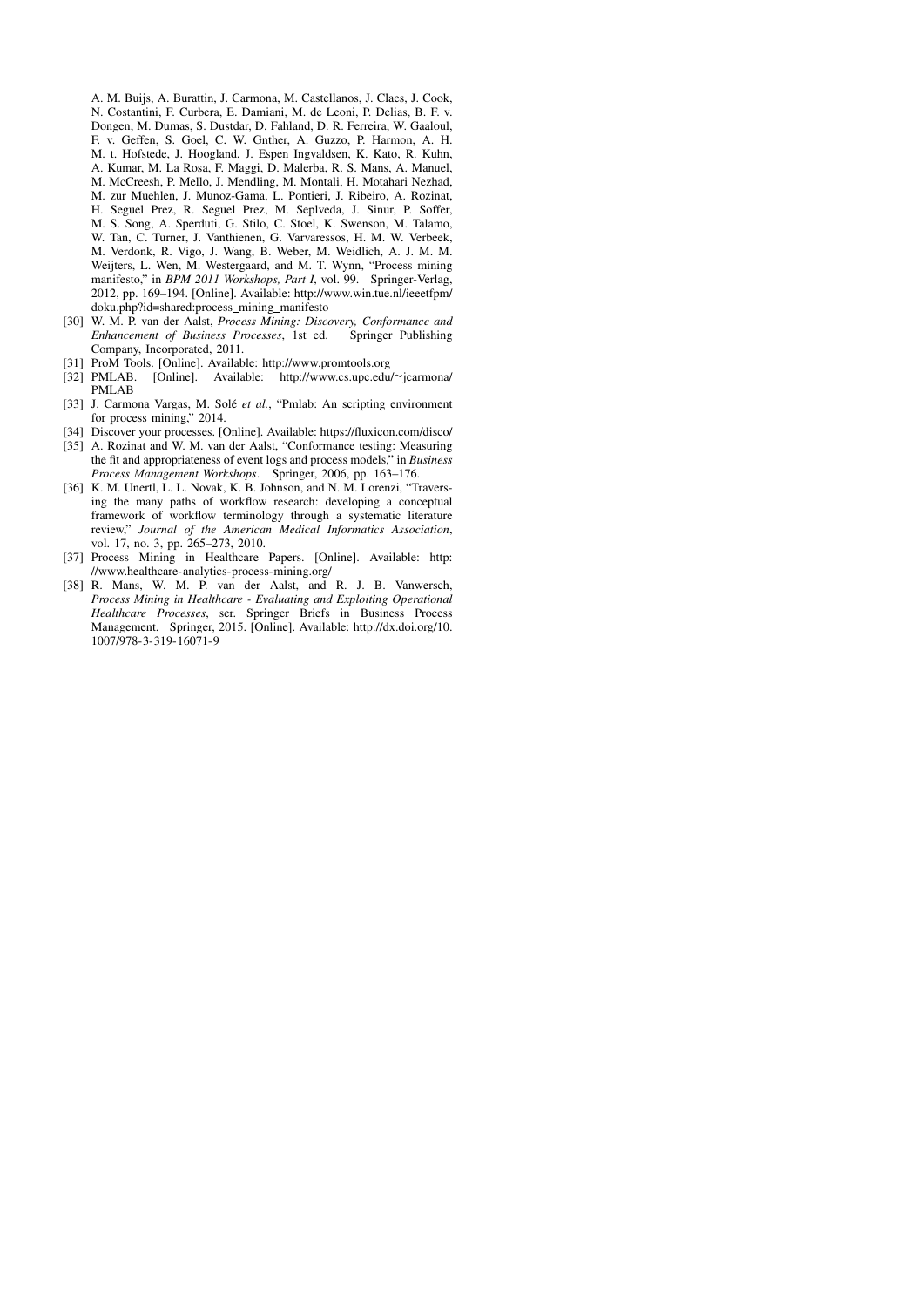A. M. Buijs, A. Burattin, J. Carmona, M. Castellanos, J. Claes, J. Cook, N. Costantini, F. Curbera, E. Damiani, M. de Leoni, P. Delias, B. F. v. Dongen, M. Dumas, S. Dustdar, D. Fahland, D. R. Ferreira, W. Gaaloul, F. v. Geffen, S. Goel, C. W. Gnther, A. Guzzo, P. Harmon, A. H. M. t. Hofstede, J. Hoogland, J. Espen Ingvaldsen, K. Kato, R. Kuhn, A. Kumar, M. La Rosa, F. Maggi, D. Malerba, R. S. Mans, A. Manuel, M. McCreesh, P. Mello, J. Mendling, M. Montali, H. Motahari Nezhad, M. zur Muehlen, J. Munoz-Gama, L. Pontieri, J. Ribeiro, A. Rozinat, H. Seguel Prez, R. Seguel Prez, M. Seplveda, J. Sinur, P. Soffer, M. S. Song, A. Sperduti, G. Stilo, C. Stoel, K. Swenson, M. Talamo, W. Tan, C. Turner, J. Vanthienen, G. Varvaressos, H. M. W. Verbeek, M. Verdonk, R. Vigo, J. Wang, B. Weber, M. Weidlich, A. J. M. M. Weijters, L. Wen, M. Westergaard, and M. T. Wynn, "Process mining manifesto," in *BPM 2011 Workshops, Part I*, vol. 99. Springer-Verlag, 2012, pp. 169–194. [Online]. Available: http://www.win.tue.nl/ieeetfpm/doku.php?id=shared:process_mining_manifesto

[30] W. M. P. van der Aalst, *Process Mining: Discovery, Conformance and Enhancement of Business Processes*, 1st ed. Springer Publishing Company, Incorporated, 2011.

[31] ProM Tools. [Online]. Available: http://www.promtools.org

[32] PMLAB. [Online]. Available: http://www.cs.upc.edu/~jcarmona/PMLAB

[33] J. Carmona Vargas, M. Solé *et al.*, "Pmlab: An scripting environment for process mining," 2014.

[34] Discover your processes. [Online]. Available: https://fluxicon.com/disco/

[35] A. Rozinat and W. M. van der Aalst, "Conformance testing: Measuring the fit and appropriateness of event logs and process models," in *Business Process Management Workshops*. Springer, 2006, pp. 163–176.

[36] K. M. Unertl, L. L. Novak, K. B. Johnson, and N. M. Lorenzi, "Traversing the many paths of workflow research: developing a conceptual framework of workflow terminology through a systematic literature review," *Journal of the American Medical Informatics Association*, vol. 17, no. 3, pp. 265–273, 2010.

[37] Process Mining in Healthcare Papers. [Online]. Available: http://www.healthcare-analytics-process-mining.org/

[38] R. Mans, W. M. P. van der Aalst, and R. J. B. Vanwersch, *Process Mining in Healthcare - Evaluating and Exploiting Operational Healthcare Processes*, ser. Springer Briefs in Business Process Management. Springer, 2015. [Online]. Available: http://dx.doi.org/10.1007/978-3-319-16071-9